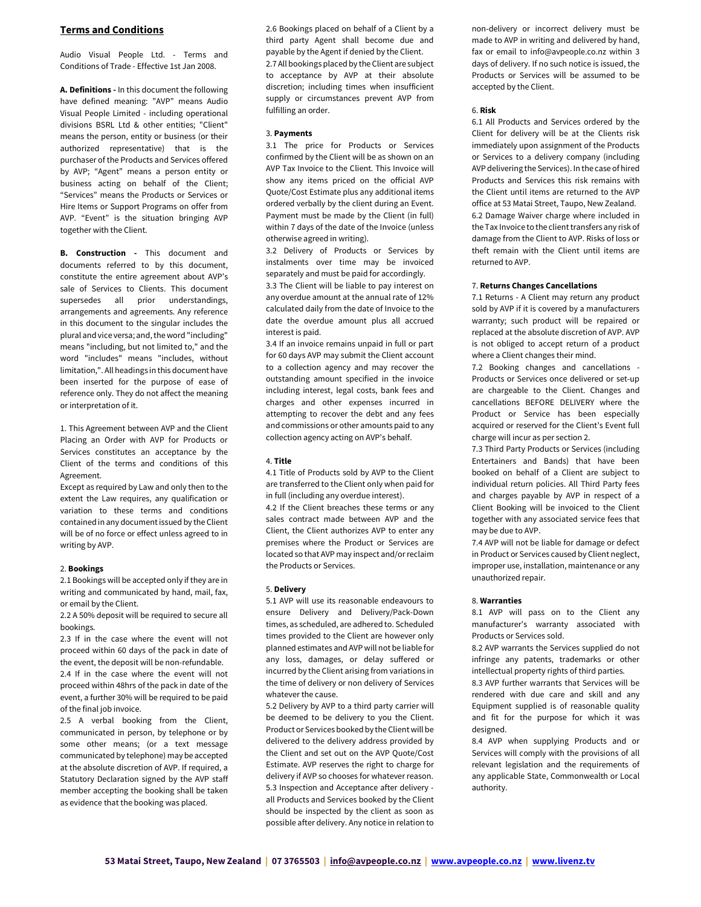## Terms and Conditions

Audio Visual People Ltd. - Terms and Conditions of Trade - Effective 1st Jan 2008.

**A. Definitions -** In this document the following have defined meaning: "AVP" means Audio Visual People Limited - including operational divisions BSRL Ltd & other entities; "Client" means the person, entity or business (or their authorized representative) that is the purchaser of the Products and Services offered by AVP; "Agent" means a person entity or business acting on behalf of the Client; "Services" means the Products or Services or Hire Items or Support Programs on offer from AVP. "Event" is the situation bringing AVP together with the Client.

**B. Construction -** This document and documents referred to by this document, constitute the entire agreement about AVP's sale of Services to Clients. This document supersedes all prior understandings, arrangements and agreements. Any reference in this document to the singular includes the plural and vice versa; and, the word "including" means "including, but not limited to," and the word "includes" means "includes, without limitation,". All headings in this document have been inserted for the purpose of ease of reference only. They do not affect the meaning or interpretation of it.

1. This Agreement between AVP and the Client Placing an Order with AVP for Products or Services constitutes an acceptance by the Client of the terms and conditions of this Agreement.
Except as required by Law and only then to the extent the Law requires, any qualification or variation to these terms and conditions contained in any document issued by the Client will be of no force or effect unless agreed to in writing by AVP.

2. **Bookings**

2.1 Bookings will be accepted only if they are in writing and communicated by hand, mail, fax, or email by the Client.
2.2 A 50% deposit will be required to secure all bookings.
2.3 If in the case where the event will not proceed within 60 days of the pack in date of the event, the deposit will be non-refundable.
2.4 If in the case where the event will not proceed within 48hrs of the pack in date of the event, a further 30% will be required to be paid of the final job invoice.
2.5 A verbal booking from the Client, communicated in person, by telephone or by some other means; (or a text message communicated by telephone) may be accepted at the absolute discretion of AVP. If required, a Statutory Declaration signed by the AVP staff member accepting the booking shall be taken as evidence that the booking was placed.
2.6 Bookings placed on behalf of a Client by a third party Agent shall become due and payable by the Agent if denied by the Client.
2.7 All bookings placed by the Client are subject to acceptance by AVP at their absolute discretion; including times when insufficient supply or circumstances prevent AVP from fulfilling an order.

3. **Payments**

3.1 The price for Products or Services confirmed by the Client will be as shown on an AVP Tax Invoice to the Client. This Invoice will show any items priced on the official AVP Quote/Cost Estimate plus any additional items ordered verbally by the client during an Event. Payment must be made by the Client (in full) within 7 days of the date of the Invoice (unless otherwise agreed in writing).
3.2 Delivery of Products or Services by instalments over time may be invoiced separately and must be paid for accordingly.
3.3 The Client will be liable to pay interest on any overdue amount at the annual rate of 12% calculated daily from the date of Invoice to the date the overdue amount plus all accrued interest is paid.
3.4 If an invoice remains unpaid in full or part for 60 days AVP may submit the Client account to a collection agency and may recover the outstanding amount specified in the invoice including interest, legal costs, bank fees and charges and other expenses incurred in attempting to recover the debt and any fees and commissions or other amounts paid to any collection agency acting on AVP's behalf.

4. **Title**

4.1 Title of Products sold by AVP to the Client are transferred to the Client only when paid for in full (including any overdue interest).
4.2 If the Client breaches these terms or any sales contract made between AVP and the Client, the Client authorizes AVP to enter any premises where the Product or Services are located so that AVP may inspect and/or reclaim the Products or Services.

5. **Delivery**

5.1 AVP will use its reasonable endeavours to ensure Delivery and Delivery/Pack-Down times, as scheduled, are adhered to. Scheduled times provided to the Client are however only planned estimates and AVP will not be liable for any loss, damages, or delay suffered or incurred by the Client arising from variations in the time of delivery or non delivery of Services whatever the cause.
5.2 Delivery by AVP to a third party carrier will be deemed to be delivery to you the Client. Product or Services booked by the Client will be delivered to the delivery address provided by the Client and set out on the AVP Quote/Cost Estimate. AVP reserves the right to charge for delivery if AVP so chooses for whatever reason.
5.3 Inspection and Acceptance after delivery - all Products and Services booked by the Client should be inspected by the client as soon as possible after delivery. Any notice in relation to non-delivery or incorrect delivery must be made to AVP in writing and delivered by hand, fax or email to info@avpeople.co.nz within 3 days of delivery. If no such notice is issued, the Products or Services will be assumed to be accepted by the Client.

6. **Risk**

6.1 All Products and Services ordered by the Client for delivery will be at the Clients risk immediately upon assignment of the Products or Services to a delivery company (including AVP delivering the Services). In the case of hired Products and Services this risk remains with the Client until items are returned to the AVP office at 53 Matai Street, Taupo, New Zealand.
6.2 Damage Waiver charge where included in the Tax Invoice to the client transfers any risk of damage from the Client to AVP. Risks of loss or theft remain with the Client until items are returned to AVP.

7. **Returns Changes Cancellations**

7.1 Returns - A Client may return any product sold by AVP if it is covered by a manufacturers warranty; such product will be repaired or replaced at the absolute discretion of AVP. AVP is not obliged to accept return of a product where a Client changes their mind.
7.2 Booking changes and cancellations - Products or Services once delivered or set-up are chargeable to the Client. Changes and cancellations BEFORE DELIVERY where the Product or Service has been especially acquired or reserved for the Client's Event full charge will incur as per section 2.
7.3 Third Party Products or Services (including Entertainers and Bands) that have been booked on behalf of a Client are subject to individual return policies. All Third Party fees and charges payable by AVP in respect of a Client Booking will be invoiced to the Client together with any associated service fees that may be due to AVP.
7.4 AVP will not be liable for damage or defect in Product or Services caused by Client neglect, improper use, installation, maintenance or any unauthorized repair.

8. **Warranties**

8.1 AVP will pass on to the Client any manufacturer's warranty associated with Products or Services sold.
8.2 AVP warrants the Services supplied do not infringe any patents, trademarks or other intellectual property rights of third parties.
8.3 AVP further warrants that Services will be rendered with due care and skill and any Equipment supplied is of reasonable quality and fit for the purpose for which it was designed.
8.4 AVP when supplying Products and or Services will comply with the provisions of all relevant legislation and the requirements of any applicable State, Commonwealth or Local authority.

**53 Matai Street, Taupo, New Zealand | 07 3765503 | info@avpeople.co.nz | www.avpeople.co.nz | www.livenz.tv**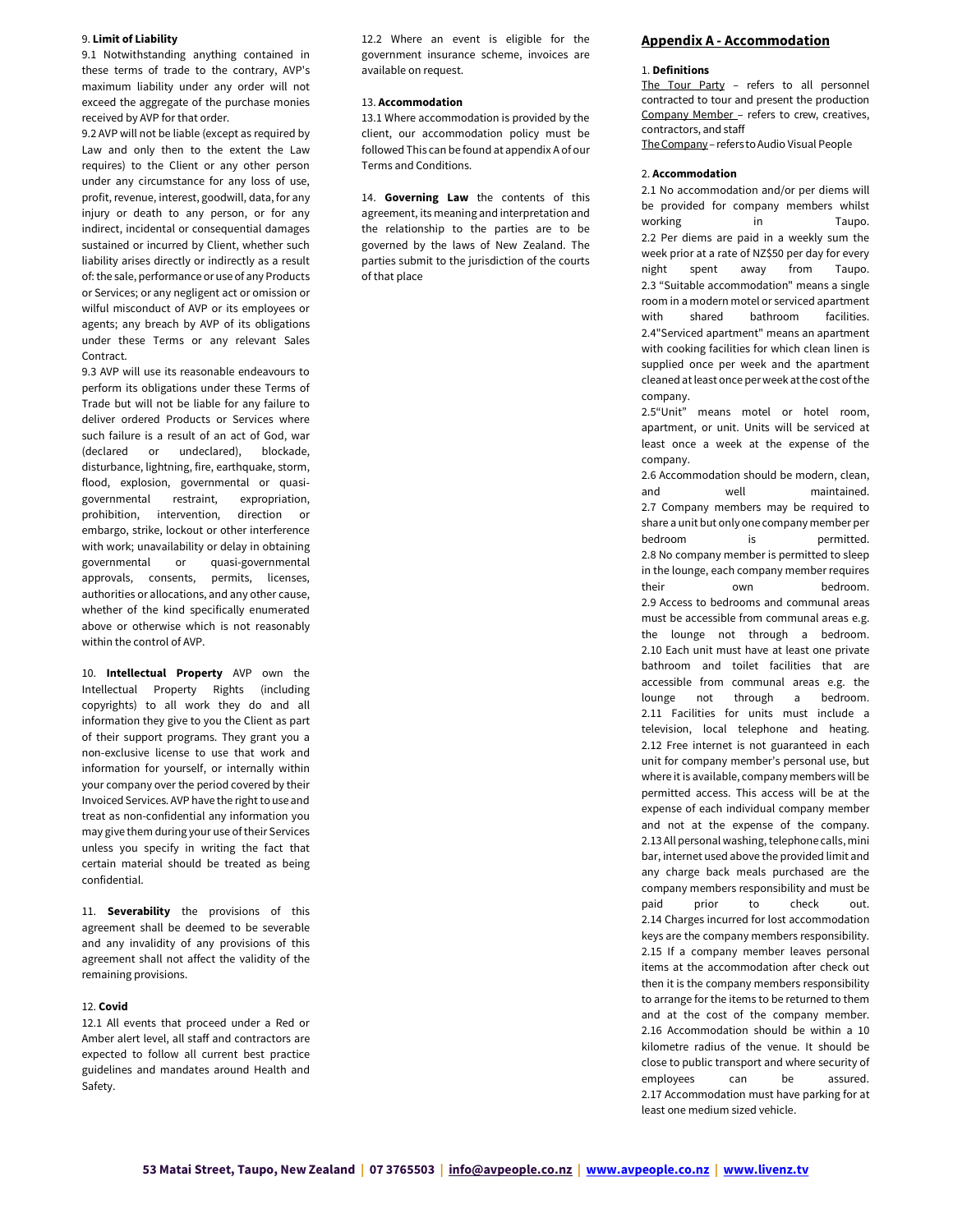9. **Limit of Liability**

9.1 Notwithstanding anything contained in these terms of trade to the contrary, AVP's maximum liability under any order will not exceed the aggregate of the purchase monies received by AVP for that order.

9.2 AVP will not be liable (except as required by Law and only then to the extent the Law requires) to the Client or any other person under any circumstance for any loss of use, profit, revenue, interest, goodwill, data, for any injury or death to any person, or for any indirect, incidental or consequential damages sustained or incurred by Client, whether such liability arises directly or indirectly as a result of: the sale, performance or use of any Products or Services; or any negligent act or omission or wilful misconduct of AVP or its employees or agents; any breach by AVP of its obligations under these Terms or any relevant Sales Contract.

9.3 AVP will use its reasonable endeavours to perform its obligations under these Terms of Trade but will not be liable for any failure to deliver ordered Products or Services where such failure is a result of an act of God, war (declared or undeclared), blockade, disturbance, lightning, fire, earthquake, storm, flood, explosion, governmental or quasi-governmental restraint, expropriation, prohibition, intervention, direction or embargo, strike, lockout or other interference with work; unavailability or delay in obtaining governmental or quasi-governmental approvals, consents, permits, licenses, authorities or allocations, and any other cause, whether of the kind specifically enumerated above or otherwise which is not reasonably within the control of AVP.

10. **Intellectual Property** AVP own the Intellectual Property Rights (including copyrights) to all work they do and all information they give to you the Client as part of their support programs. They grant you a non-exclusive license to use that work and information for yourself, or internally within your company over the period covered by their Invoiced Services. AVP have the right to use and treat as non-confidential any information you may give them during your use of their Services unless you specify in writing the fact that certain material should be treated as being confidential.

11. **Severability** the provisions of this agreement shall be deemed to be severable and any invalidity of any provisions of this agreement shall not affect the validity of the remaining provisions.

12. **Covid**

12.1 All events that proceed under a Red or Amber alert level, all staff and contractors are expected to follow all current best practice guidelines and mandates around Health and Safety.

12.2 Where an event is eligible for the government insurance scheme, invoices are available on request.

13. **Accommodation**

13.1 Where accommodation is provided by the client, our accommodation policy must be followed This can be found at appendix A of our Terms and Conditions.

14. **Governing Law** the contents of this agreement, its meaning and interpretation and the relationship to the parties are to be governed by the laws of New Zealand. The parties submit to the jurisdiction of the courts of that place

## Appendix A - Accommodation

1. **Definitions**

The Tour Party – refers to all personnel contracted to tour and present the production

Company Member – refers to crew, creatives, contractors, and staff

The Company – refers to Audio Visual People

2. **Accommodation**

2.1 No accommodation and/or per diems will be provided for company members whilst working in Taupo.

2.2 Per diems are paid in a weekly sum the week prior at a rate of NZ$50 per day for every night spent away from Taupo.

2.3 "Suitable accommodation" means a single room in a modern motel or serviced apartment with shared bathroom facilities.

2.4 "Serviced apartment" means an apartment with cooking facilities for which clean linen is supplied once per week and the apartment cleaned at least once per week at the cost of the company.

2.5 "Unit" means motel or hotel room, apartment, or unit. Units will be serviced at least once a week at the expense of the company.

2.6 Accommodation should be modern, clean, and well maintained.

2.7 Company members may be required to share a unit but only one company member per bedroom is permitted.

2.8 No company member is permitted to sleep in the lounge, each company member requires their own bedroom.

2.9 Access to bedrooms and communal areas must be accessible from communal areas e.g. the lounge not through a bedroom.

2.10 Each unit must have at least one private bathroom and toilet facilities that are accessible from communal areas e.g. the lounge not through a bedroom.

2.11 Facilities for units must include a television, local telephone and heating.

2.12 Free internet is not guaranteed in each unit for company member's personal use, but where it is available, company members will be permitted access. This access will be at the expense of each individual company member and not at the expense of the company.

2.13 All personal washing, telephone calls, mini bar, internet used above the provided limit and any charge back meals purchased are the company members responsibility and must be paid prior to check out.

2.14 Charges incurred for lost accommodation keys are the company members responsibility.

2.15 If a company member leaves personal items at the accommodation after check out then it is the company members responsibility to arrange for the items to be returned to them and at the cost of the company member.

2.16 Accommodation should be within a 10 kilometre radius of the venue. It should be close to public transport and where security of employees can be assured.

2.17 Accommodation must have parking for at least one medium sized vehicle.

53 Matai Street, Taupo, New Zealand | 07 3765503 | info@avpeople.co.nz | www.avpeople.co.nz | www.livenz.tv